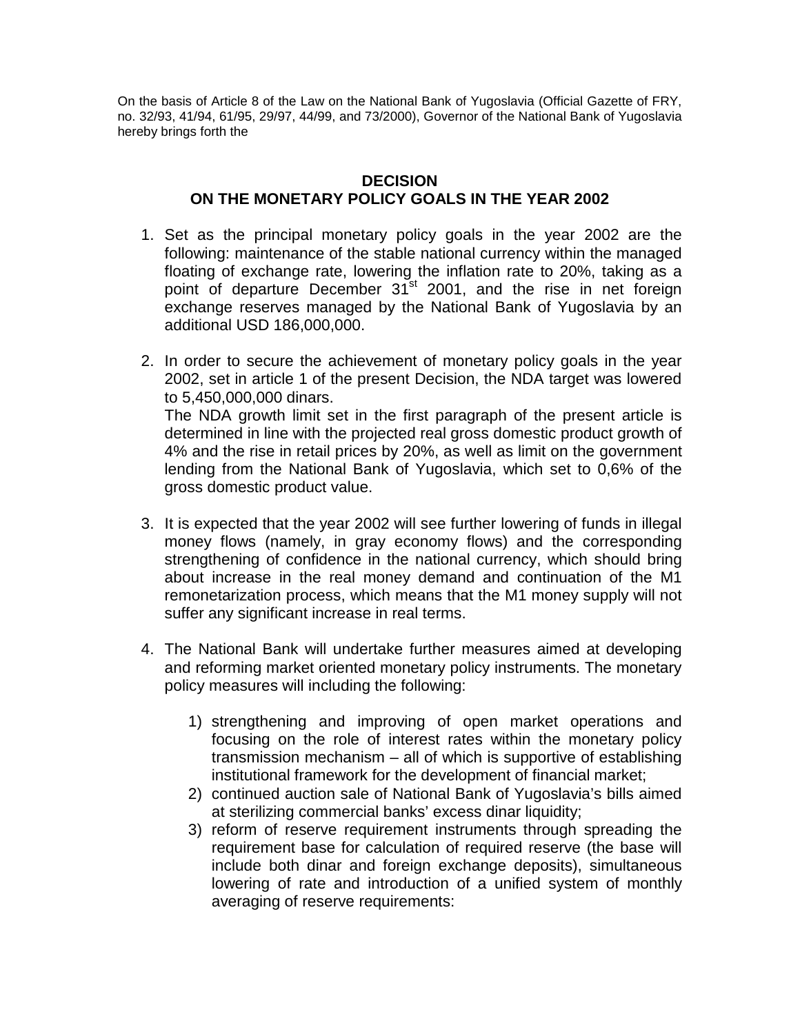On the basis of Article 8 of the Law on the National Bank of Yugoslavia (Official Gazette of FRY, no. 32/93, 41/94, 61/95, 29/97, 44/99, and 73/2000), Governor of the National Bank of Yugoslavia hereby brings forth the

## DECISION
## ON THE MONETARY POLICY GOALS IN THE YEAR 2002

1. Set as the principal monetary policy goals in the year 2002 are the following: maintenance of the stable national currency within the managed floating of exchange rate, lowering the inflation rate to 20%, taking as a point of departure December 31st 2001, and the rise in net foreign exchange reserves managed by the National Bank of Yugoslavia by an additional USD 186,000,000.

2. In order to secure the achievement of monetary policy goals in the year 2002, set in article 1 of the present Decision, the NDA target was lowered to 5,450,000,000 dinars.
   The NDA growth limit set in the first paragraph of the present article is determined in line with the projected real gross domestic product growth of 4% and the rise in retail prices by 20%, as well as limit on the government lending from the National Bank of Yugoslavia, which set to 0,6% of the gross domestic product value.

3. It is expected that the year 2002 will see further lowering of funds in illegal money flows (namely, in gray economy flows) and the corresponding strengthening of confidence in the national currency, which should bring about increase in the real money demand and continuation of the M1 remonetarization process, which means that the M1 money supply will not suffer any significant increase in real terms.

4. The National Bank will undertake further measures aimed at developing and reforming market oriented monetary policy instruments. The monetary policy measures will including the following:

   1) strengthening and improving of open market operations and focusing on the role of interest rates within the monetary policy transmission mechanism – all of which is supportive of establishing institutional framework for the development of financial market;
   2) continued auction sale of National Bank of Yugoslavia's bills aimed at sterilizing commercial banks' excess dinar liquidity;
   3) reform of reserve requirement instruments through spreading the requirement base for calculation of required reserve (the base will include both dinar and foreign exchange deposits), simultaneous lowering of rate and introduction of a unified system of monthly averaging of reserve requirements: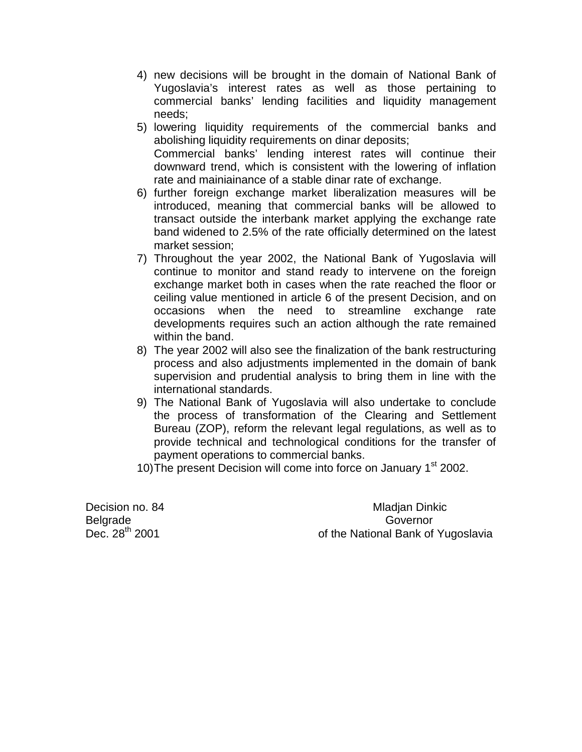4) new decisions will be brought in the domain of National Bank of Yugoslavia's interest rates as well as those pertaining to commercial banks' lending facilities and liquidity management needs;
5) lowering liquidity requirements of the commercial banks and abolishing liquidity requirements on dinar deposits;
   Commercial banks' lending interest rates will continue their downward trend, which is consistent with the lowering of inflation rate and mainiainance of a stable dinar rate of exchange.
6) further foreign exchange market liberalization measures will be introduced, meaning that commercial banks will be allowed to transact outside the interbank market applying the exchange rate band widened to 2.5% of the rate officially determined on the latest market session;
7) Throughout the year 2002, the National Bank of Yugoslavia will continue to monitor and stand ready to intervene on the foreign exchange market both in cases when the rate reached the floor or ceiling value mentioned in article 6 of the present Decision, and on occasions when the need to streamline exchange rate developments requires such an action although the rate remained within the band.
8) The year 2002 will also see the finalization of the bank restructuring process and also adjustments implemented in the domain of bank supervision and prudential analysis to bring them in line with the international standards.
9) The National Bank of Yugoslavia will also undertake to conclude the process of transformation of the Clearing and Settlement Bureau (ZOP), reform the relevant legal regulations, as well as to provide technical and technological conditions for the transfer of payment operations to commercial banks.
10) The present Decision will come into force on January 1st 2002.

Decision no. 84
Belgrade
Dec. 28th 2001

Mladjan Dinkic
Governor
of the National Bank of Yugoslavia